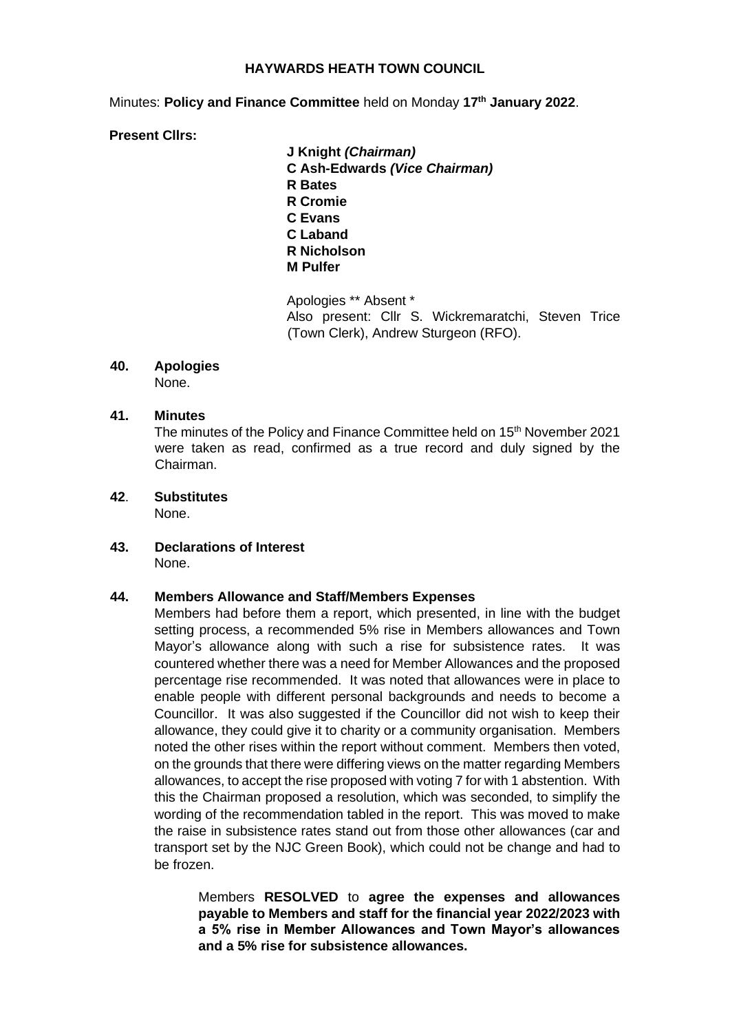# HAYWARDS HEATH TOWN COUNCIL

Minutes: **Policy and Finance Committee** held on Monday **17th January 2022**.

**Present Cllrs:**

**J Knight *(Chairman)***
**C Ash-Edwards *(Vice Chairman)***
**R Bates**
**R Cromie**
**C Evans**
**C Laband**
**R Nicholson**
**M Pulfer**

Apologies ** Absent *
Also present: Cllr S. Wickremaratchi, Steven Trice (Town Clerk), Andrew Sturgeon (RFO).

**40. Apologies**

None.

**41. Minutes**

The minutes of the Policy and Finance Committee held on 15th November 2021 were taken as read, confirmed as a true record and duly signed by the Chairman.

**42. Substitutes**

None.

**43. Declarations of Interest**

None.

**44. Members Allowance and Staff/Members Expenses**

Members had before them a report, which presented, in line with the budget setting process, a recommended 5% rise in Members allowances and Town Mayor's allowance along with such a rise for subsistence rates. It was countered whether there was a need for Member Allowances and the proposed percentage rise recommended. It was noted that allowances were in place to enable people with different personal backgrounds and needs to become a Councillor. It was also suggested if the Councillor did not wish to keep their allowance, they could give it to charity or a community organisation. Members noted the other rises within the report without comment. Members then voted, on the grounds that there were differing views on the matter regarding Members allowances, to accept the rise proposed with voting 7 for with 1 abstention. With this the Chairman proposed a resolution, which was seconded, to simplify the wording of the recommendation tabled in the report. This was moved to make the raise in subsistence rates stand out from those other allowances (car and transport set by the NJC Green Book), which could not be change and had to be frozen.

> Members **RESOLVED** to **agree the expenses and allowances payable to Members and staff for the financial year 2022/2023 with a 5% rise in Member Allowances and Town Mayor's allowances and a 5% rise for subsistence allowances.**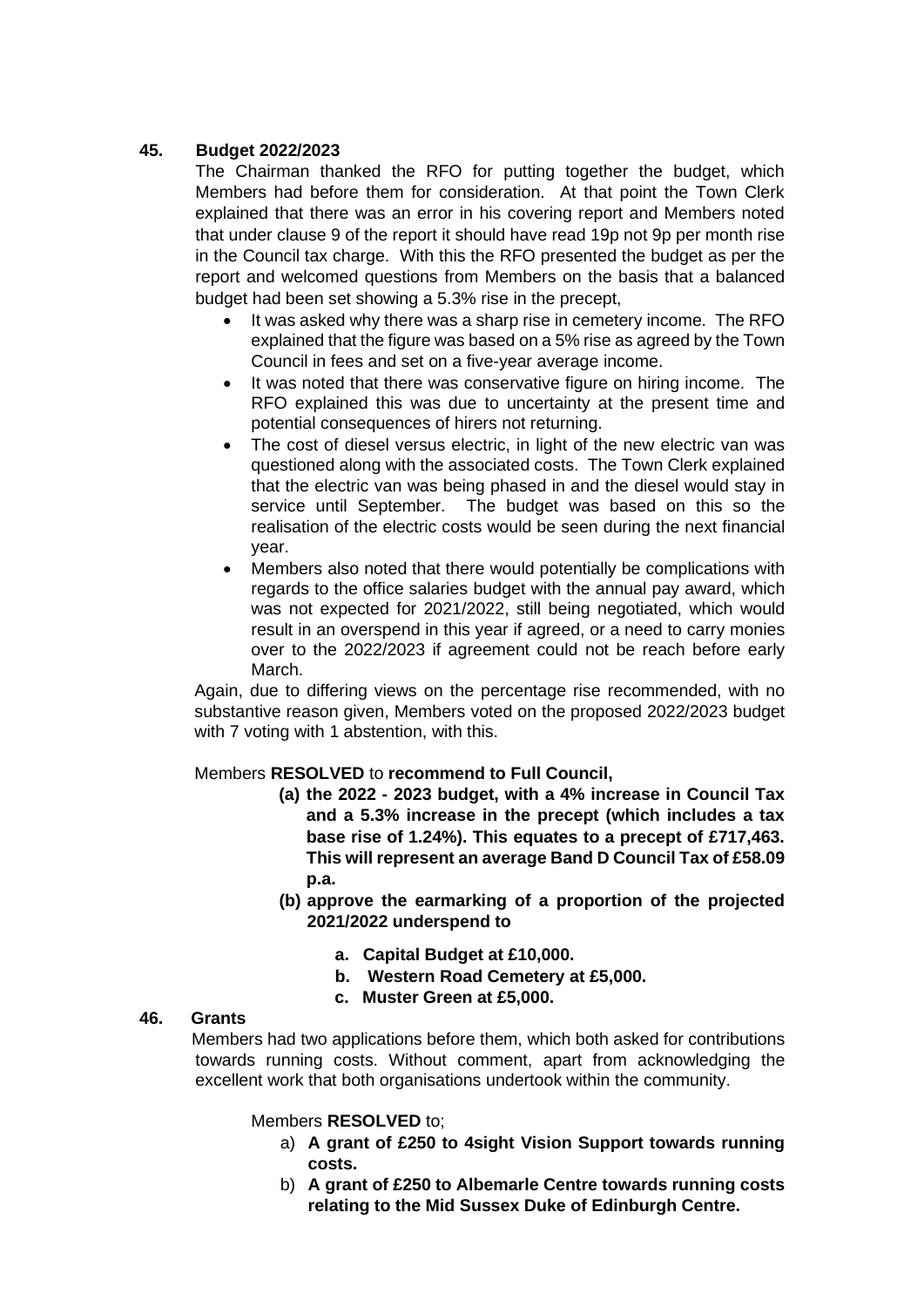## 45. Budget 2022/2023

The Chairman thanked the RFO for putting together the budget, which Members had before them for consideration. At that point the Town Clerk explained that there was an error in his covering report and Members noted that under clause 9 of the report it should have read 19p not 9p per month rise in the Council tax charge. With this the RFO presented the budget as per the report and welcomed questions from Members on the basis that a balanced budget had been set showing a 5.3% rise in the precept,

- It was asked why there was a sharp rise in cemetery income. The RFO explained that the figure was based on a 5% rise as agreed by the Town Council in fees and set on a five-year average income.
- It was noted that there was conservative figure on hiring income. The RFO explained this was due to uncertainty at the present time and potential consequences of hirers not returning.
- The cost of diesel versus electric, in light of the new electric van was questioned along with the associated costs. The Town Clerk explained that the electric van was being phased in and the diesel would stay in service until September. The budget was based on this so the realisation of the electric costs would be seen during the next financial year.
- Members also noted that there would potentially be complications with regards to the office salaries budget with the annual pay award, which was not expected for 2021/2022, still being negotiated, which would result in an overspend in this year if agreed, or a need to carry monies over to the 2022/2023 if agreement could not be reach before early March.

Again, due to differing views on the percentage rise recommended, with no substantive reason given, Members voted on the proposed 2022/2023 budget with 7 voting with 1 abstention, with this.

Members **RESOLVED** to **recommend to Full Council,**

**(a) the 2022 - 2023 budget, with a 4% increase in Council Tax and a 5.3% increase in the precept (which includes a tax base rise of 1.24%). This equates to a precept of £717,463. This will represent an average Band D Council Tax of £58.09 p.a.**

**(b) approve the earmarking of a proportion of the projected 2021/2022 underspend to**

- **a. Capital Budget at £10,000.**
- **b. Western Road Cemetery at £5,000.**
- **c. Muster Green at £5,000.**

## 46. Grants

Members had two applications before them, which both asked for contributions towards running costs. Without comment, apart from acknowledging the excellent work that both organisations undertook within the community.

Members **RESOLVED** to;

a) **A grant of £250 to 4sight Vision Support towards running costs.**

b) **A grant of £250 to Albemarle Centre towards running costs relating to the Mid Sussex Duke of Edinburgh Centre.**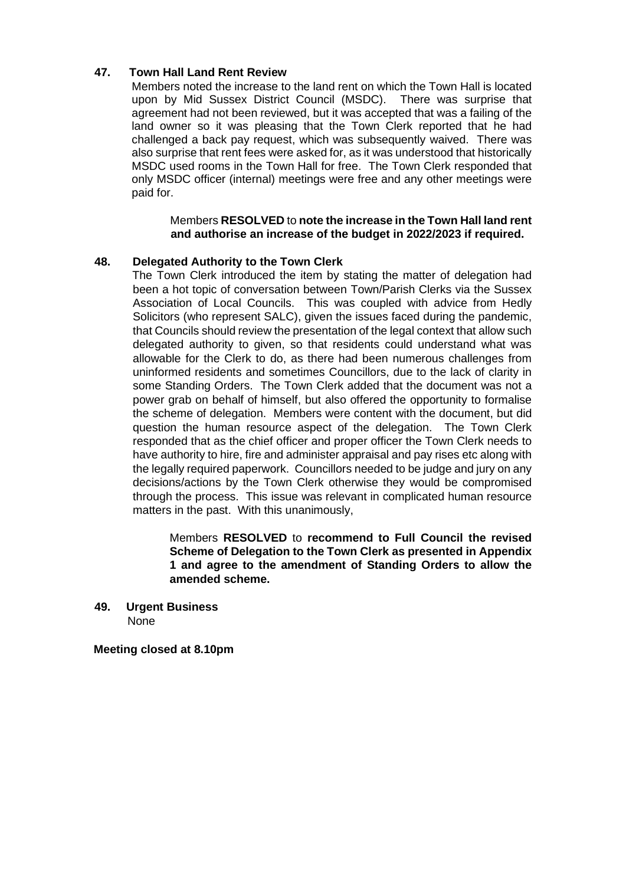## 47. Town Hall Land Rent Review

Members noted the increase to the land rent on which the Town Hall is located upon by Mid Sussex District Council (MSDC). There was surprise that agreement had not been reviewed, but it was accepted that was a failing of the land owner so it was pleasing that the Town Clerk reported that he had challenged a back pay request, which was subsequently waived. There was also surprise that rent fees were asked for, as it was understood that historically MSDC used rooms in the Town Hall for free. The Town Clerk responded that only MSDC officer (internal) meetings were free and any other meetings were paid for.

> Members **RESOLVED** to **note the increase in the Town Hall land rent and authorise an increase of the budget in 2022/2023 if required.**

## 48. Delegated Authority to the Town Clerk

The Town Clerk introduced the item by stating the matter of delegation had been a hot topic of conversation between Town/Parish Clerks via the Sussex Association of Local Councils. This was coupled with advice from Hedly Solicitors (who represent SALC), given the issues faced during the pandemic, that Councils should review the presentation of the legal context that allow such delegated authority to given, so that residents could understand what was allowable for the Clerk to do, as there had been numerous challenges from uninformed residents and sometimes Councillors, due to the lack of clarity in some Standing Orders. The Town Clerk added that the document was not a power grab on behalf of himself, but also offered the opportunity to formalise the scheme of delegation. Members were content with the document, but did question the human resource aspect of the delegation. The Town Clerk responded that as the chief officer and proper officer the Town Clerk needs to have authority to hire, fire and administer appraisal and pay rises etc along with the legally required paperwork. Councillors needed to be judge and jury on any decisions/actions by the Town Clerk otherwise they would be compromised through the process. This issue was relevant in complicated human resource matters in the past. With this unanimously,

> Members **RESOLVED** to **recommend to Full Council the revised Scheme of Delegation to the Town Clerk as presented in Appendix 1 and agree to the amendment of Standing Orders to allow the amended scheme.**

## 49. Urgent Business

None

**Meeting closed at 8.10pm**